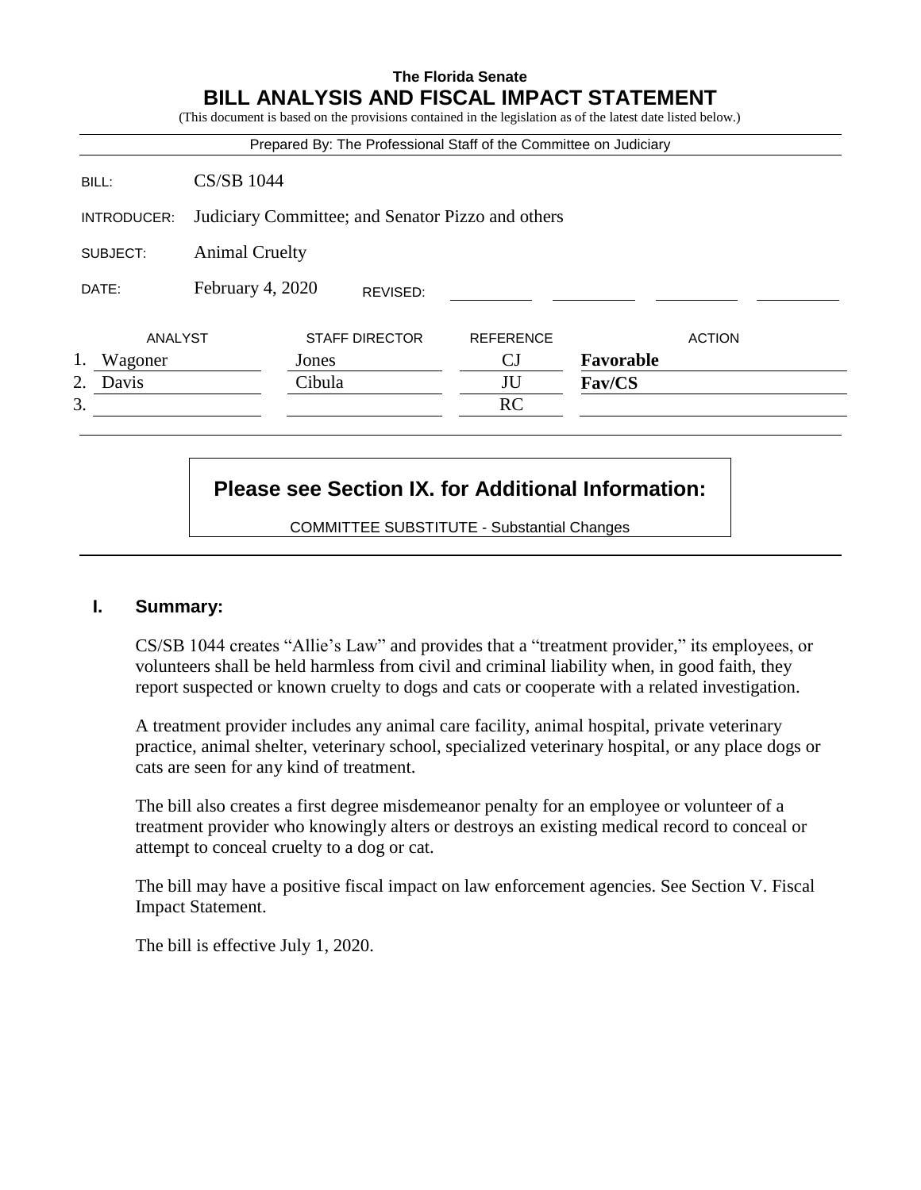**The Florida Senate**

# BILL ANALYSIS AND FISCAL IMPACT STATEMENT

(This document is based on the provisions contained in the legislation as of the latest date listed below.)

Prepared By: The Professional Staff of the Committee on Judiciary

| | |
|---|---|
| BILL: | CS/SB 1044 |
| INTRODUCER: | Judiciary Committee; and Senator Pizzo and others |
| SUBJECT: | Animal Cruelty |
| DATE: | February 4, 2020 REVISED: |

| | ANALYST | STAFF DIRECTOR | REFERENCE | ACTION |
|---|---|---|---|---|
| 1. | Wagoner | Jones | CJ | **Favorable** |
| 2. | Davis | Cibula | JU | **Fav/CS** |
| 3. | | | RC | |

**Please see Section IX. for Additional Information:**

COMMITTEE SUBSTITUTE - Substantial Changes

## I. Summary:

CS/SB 1044 creates "Allie's Law" and provides that a "treatment provider," its employees, or volunteers shall be held harmless from civil and criminal liability when, in good faith, they report suspected or known cruelty to dogs and cats or cooperate with a related investigation.

A treatment provider includes any animal care facility, animal hospital, private veterinary practice, animal shelter, veterinary school, specialized veterinary hospital, or any place dogs or cats are seen for any kind of treatment.

The bill also creates a first degree misdemeanor penalty for an employee or volunteer of a treatment provider who knowingly alters or destroys an existing medical record to conceal or attempt to conceal cruelty to a dog or cat.

The bill may have a positive fiscal impact on law enforcement agencies. See Section V. Fiscal Impact Statement.

The bill is effective July 1, 2020.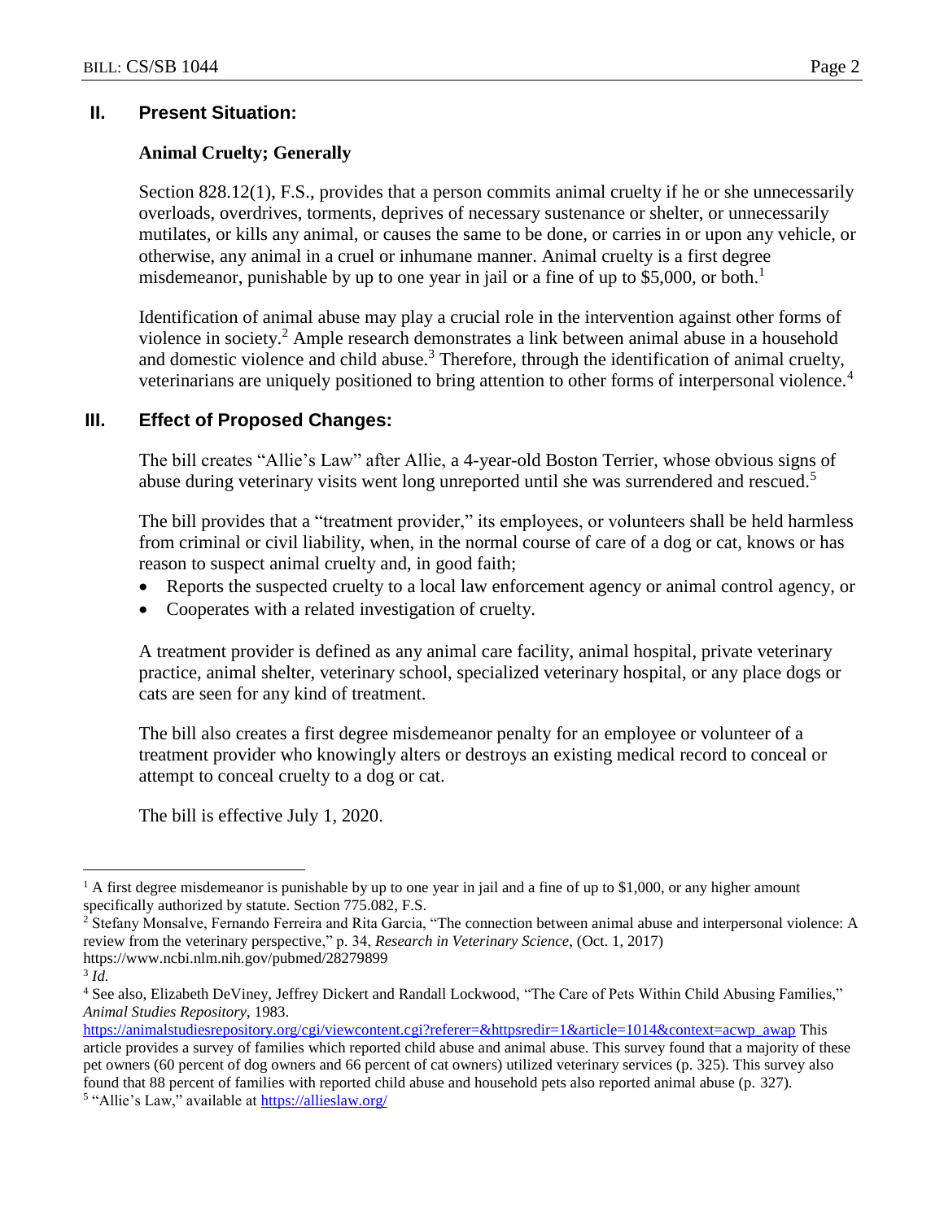## II. Present Situation:

### Animal Cruelty; Generally

Section 828.12(1), F.S., provides that a person commits animal cruelty if he or she unnecessarily overloads, overdrives, torments, deprives of necessary sustenance or shelter, or unnecessarily mutilates, or kills any animal, or causes the same to be done, or carries in or upon any vehicle, or otherwise, any animal in a cruel or inhumane manner. Animal cruelty is a first degree misdemeanor, punishable by up to one year in jail or a fine of up to $5,000, or both.[1]

Identification of animal abuse may play a crucial role in the intervention against other forms of violence in society.[2] Ample research demonstrates a link between animal abuse in a household and domestic violence and child abuse.[3] Therefore, through the identification of animal cruelty, veterinarians are uniquely positioned to bring attention to other forms of interpersonal violence.[4]

## III. Effect of Proposed Changes:

The bill creates "Allie's Law" after Allie, a 4-year-old Boston Terrier, whose obvious signs of abuse during veterinary visits went long unreported until she was surrendered and rescued.[5]

The bill provides that a "treatment provider," its employees, or volunteers shall be held harmless from criminal or civil liability, when, in the normal course of care of a dog or cat, knows or has reason to suspect animal cruelty and, in good faith;

- Reports the suspected cruelty to a local law enforcement agency or animal control agency, or
- Cooperates with a related investigation of cruelty.

A treatment provider is defined as any animal care facility, animal hospital, private veterinary practice, animal shelter, veterinary school, specialized veterinary hospital, or any place dogs or cats are seen for any kind of treatment.

The bill also creates a first degree misdemeanor penalty for an employee or volunteer of a treatment provider who knowingly alters or destroys an existing medical record to conceal or attempt to conceal cruelty to a dog or cat.

The bill is effective July 1, 2020.

---

[1] A first degree misdemeanor is punishable by up to one year in jail and a fine of up to $1,000, or any higher amount specifically authorized by statute. Section 775.082, F.S.

[2] Stefany Monsalve, Fernando Ferreira and Rita Garcia, "The connection between animal abuse and interpersonal violence: A review from the veterinary perspective," p. 34, *Research in Veterinary Science*, (Oct. 1, 2017) https://www.ncbi.nlm.nih.gov/pubmed/28279899

[3] *Id.*

[4] See also, Elizabeth DeViney, Jeffrey Dickert and Randall Lockwood, "The Care of Pets Within Child Abusing Families," *Animal Studies Repository*, 1983. https://animalstudiesrepository.org/cgi/viewcontent.cgi?referer=&httpsredir=1&article=1014&context=acwp_awap This article provides a survey of families which reported child abuse and animal abuse. This survey found that a majority of these pet owners (60 percent of dog owners and 66 percent of cat owners) utilized veterinary services (p. 325). This survey also found that 88 percent of families with reported child abuse and household pets also reported animal abuse (p. 327).

[5] "Allie's Law," available at https://allieslaw.org/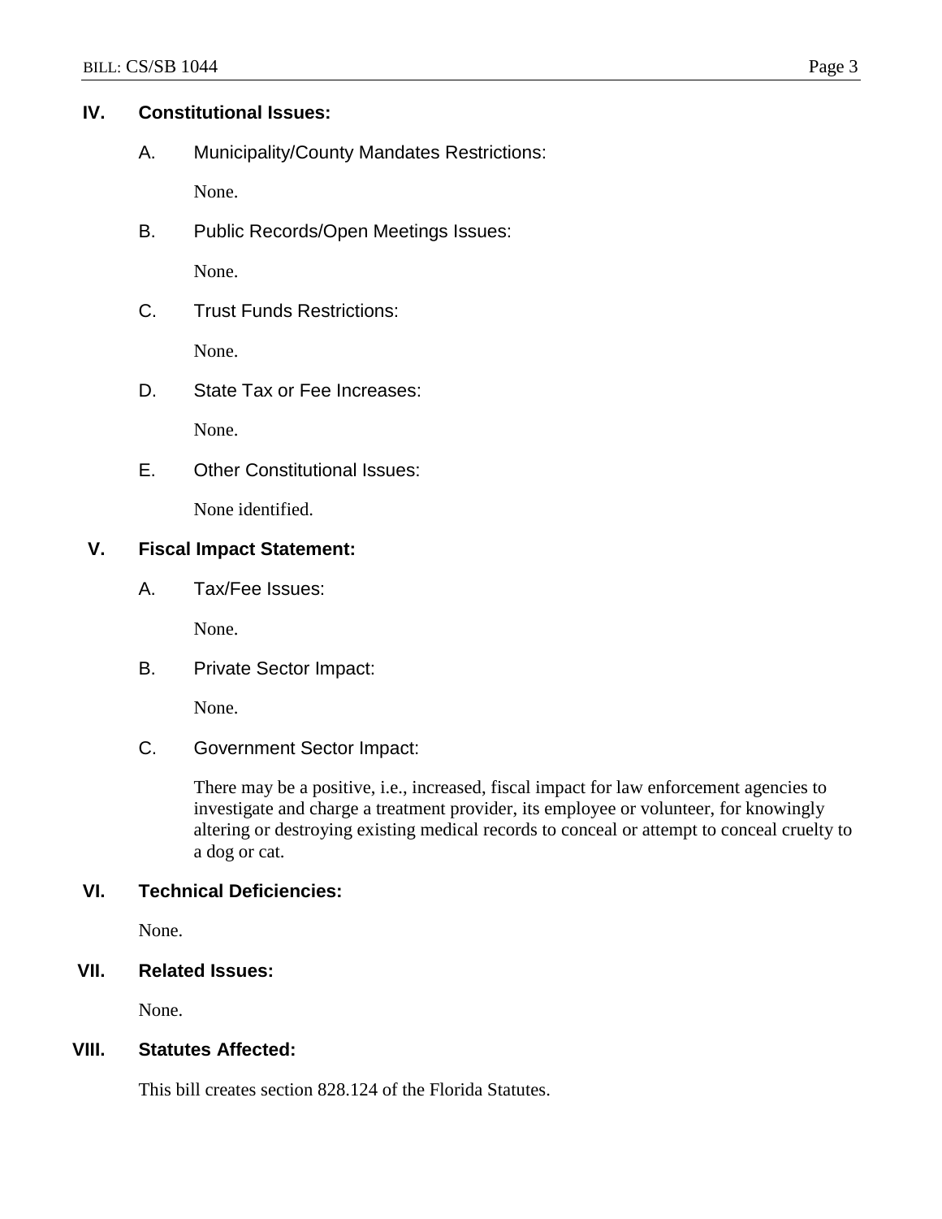## IV. Constitutional Issues:

### A. Municipality/County Mandates Restrictions:

None.

### B. Public Records/Open Meetings Issues:

None.

### C. Trust Funds Restrictions:

None.

### D. State Tax or Fee Increases:

None.

### E. Other Constitutional Issues:

None identified.

## V. Fiscal Impact Statement:

### A. Tax/Fee Issues:

None.

### B. Private Sector Impact:

None.

### C. Government Sector Impact:

There may be a positive, i.e., increased, fiscal impact for law enforcement agencies to investigate and charge a treatment provider, its employee or volunteer, for knowingly altering or destroying existing medical records to conceal or attempt to conceal cruelty to a dog or cat.

## VI. Technical Deficiencies:

None.

## VII. Related Issues:

None.

## VIII. Statutes Affected:

This bill creates section 828.124 of the Florida Statutes.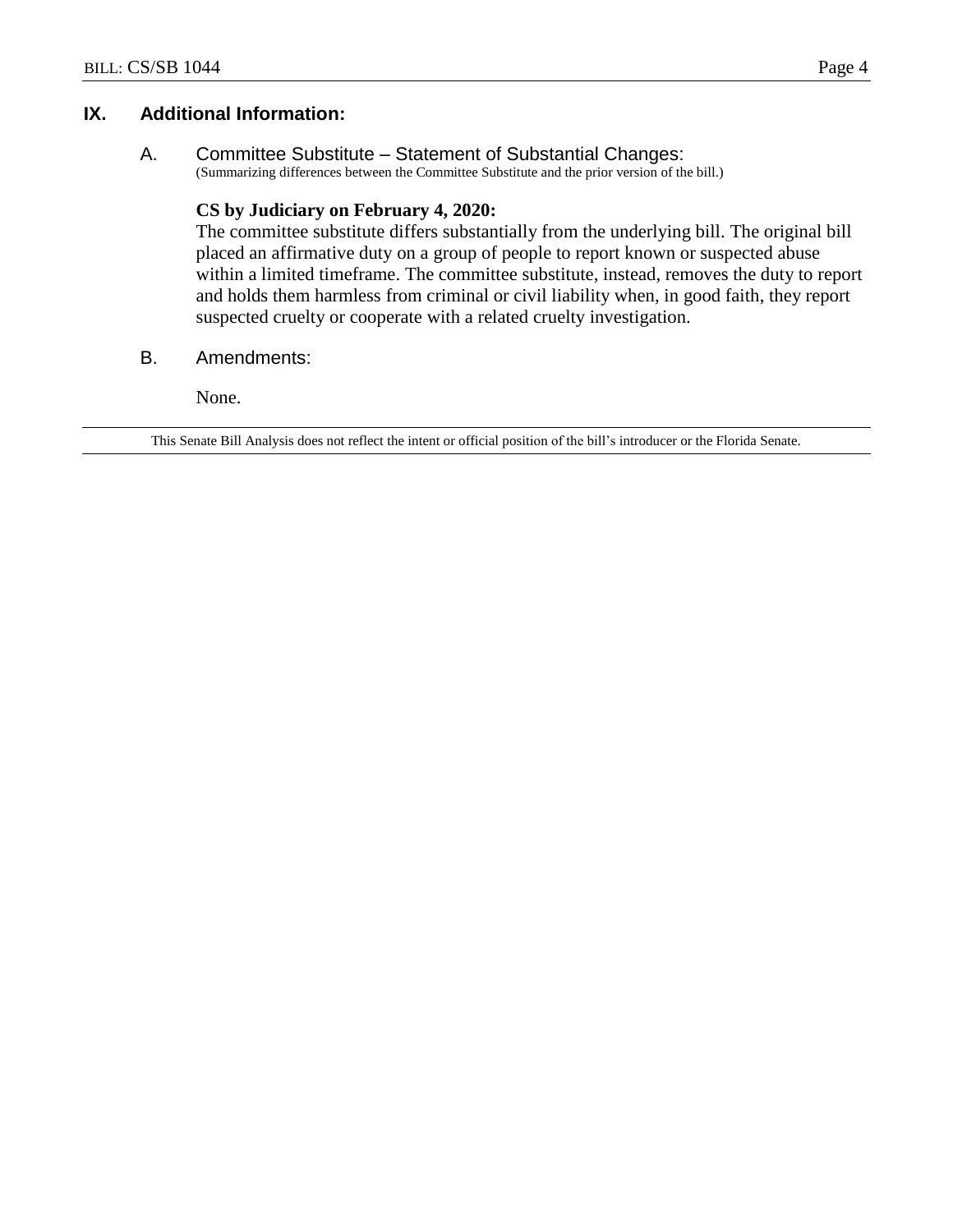## IX. Additional Information:

### A. Committee Substitute – Statement of Substantial Changes:

(Summarizing differences between the Committee Substitute and the prior version of the bill.)

**CS by Judiciary on February 4, 2020:**

The committee substitute differs substantially from the underlying bill. The original bill placed an affirmative duty on a group of people to report known or suspected abuse within a limited timeframe. The committee substitute, instead, removes the duty to report and holds them harmless from criminal or civil liability when, in good faith, they report suspected cruelty or cooperate with a related cruelty investigation.

### B. Amendments:

None.

This Senate Bill Analysis does not reflect the intent or official position of the bill's introducer or the Florida Senate.